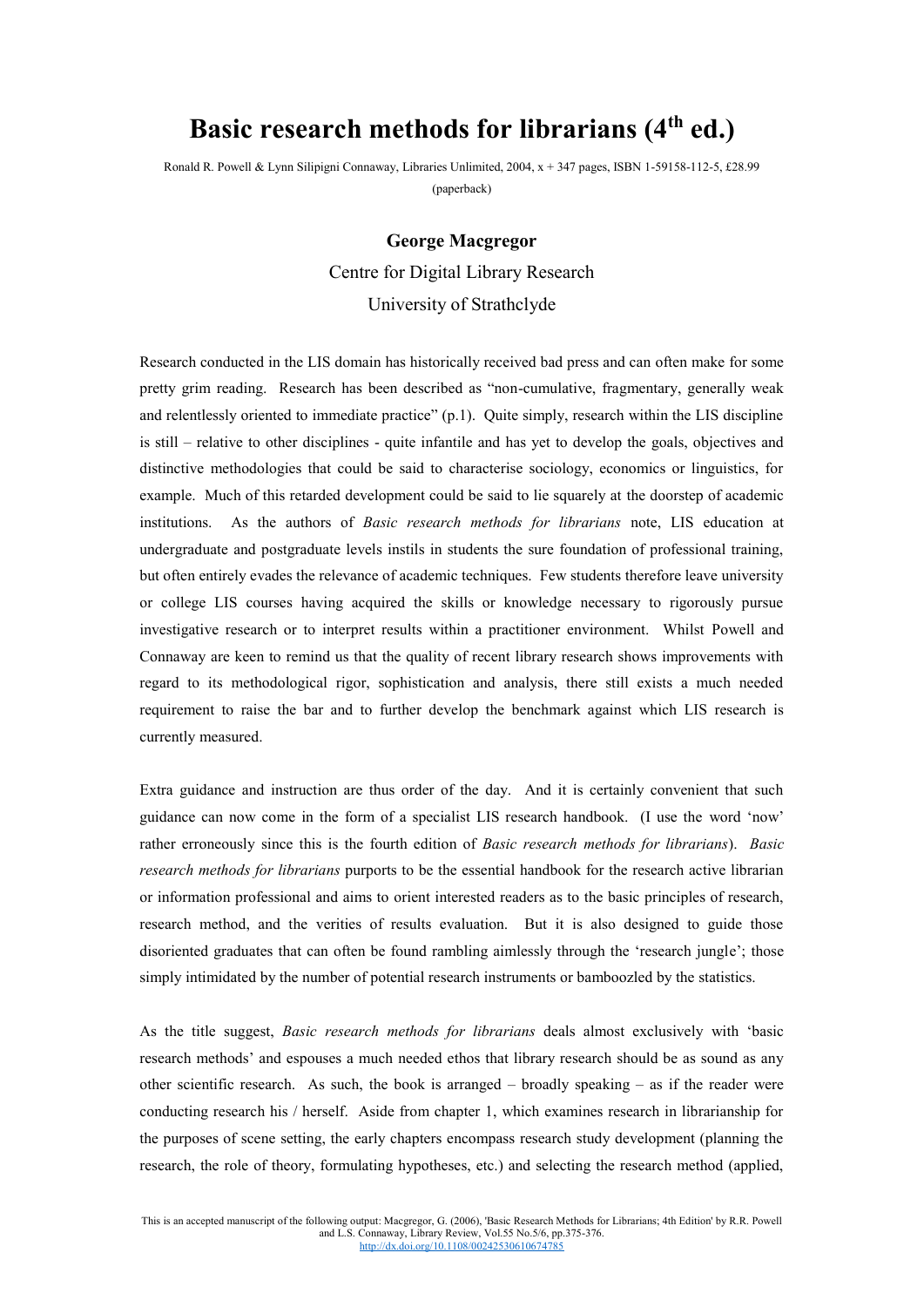# Basic research methods for librarians (4th ed.)

Ronald R. Powell & Lynn Silipigni Connaway, Libraries Unlimited, 2004, x + 347 pages, ISBN 1-59158-112-5, £28.99 (paperback)

**George Macgregor**

Centre for Digital Library Research

University of Strathclyde

Research conducted in the LIS domain has historically received bad press and can often make for some pretty grim reading. Research has been described as "non-cumulative, fragmentary, generally weak and relentlessly oriented to immediate practice" (p.1). Quite simply, research within the LIS discipline is still – relative to other disciplines - quite infantile and has yet to develop the goals, objectives and distinctive methodologies that could be said to characterise sociology, economics or linguistics, for example. Much of this retarded development could be said to lie squarely at the doorstep of academic institutions. As the authors of *Basic research methods for librarians* note, LIS education at undergraduate and postgraduate levels instils in students the sure foundation of professional training, but often entirely evades the relevance of academic techniques. Few students therefore leave university or college LIS courses having acquired the skills or knowledge necessary to rigorously pursue investigative research or to interpret results within a practitioner environment. Whilst Powell and Connaway are keen to remind us that the quality of recent library research shows improvements with regard to its methodological rigor, sophistication and analysis, there still exists a much needed requirement to raise the bar and to further develop the benchmark against which LIS research is currently measured.

Extra guidance and instruction are thus order of the day. And it is certainly convenient that such guidance can now come in the form of a specialist LIS research handbook. (I use the word 'now' rather erroneously since this is the fourth edition of *Basic research methods for librarians*). *Basic research methods for librarians* purports to be the essential handbook for the research active librarian or information professional and aims to orient interested readers as to the basic principles of research, research method, and the verities of results evaluation. But it is also designed to guide those disoriented graduates that can often be found rambling aimlessly through the 'research jungle'; those simply intimidated by the number of potential research instruments or bamboozled by the statistics.

As the title suggest, *Basic research methods for librarians* deals almost exclusively with 'basic research methods' and espouses a much needed ethos that library research should be as sound as any other scientific research. As such, the book is arranged – broadly speaking – as if the reader were conducting research his / herself. Aside from chapter 1, which examines research in librarianship for the purposes of scene setting, the early chapters encompass research study development (planning the research, the role of theory, formulating hypotheses, etc.) and selecting the research method (applied,

This is an accepted manuscript of the following output: Macgregor, G. (2006), 'Basic Research Methods for Librarians; 4th Edition' by R.R. Powell and L.S. Connaway, Library Review, Vol.55 No.5/6, pp.375-376.
http://dx.doi.org/10.1108/00242530610674785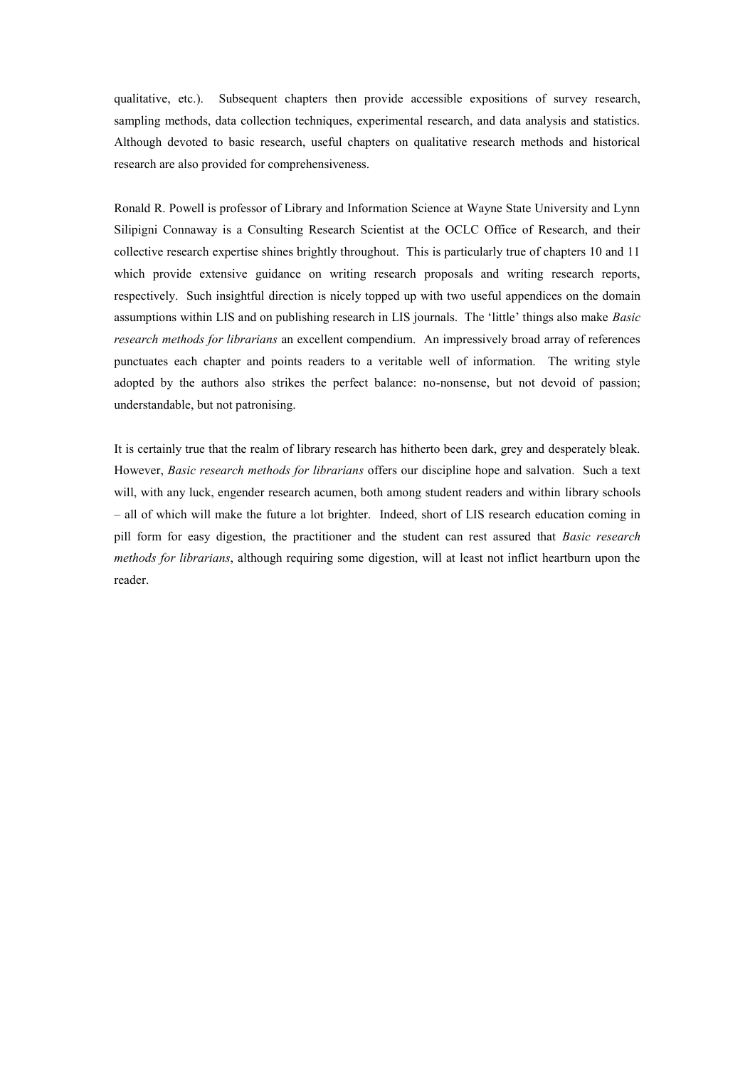qualitative, etc.). Subsequent chapters then provide accessible expositions of survey research, sampling methods, data collection techniques, experimental research, and data analysis and statistics. Although devoted to basic research, useful chapters on qualitative research methods and historical research are also provided for comprehensiveness.

Ronald R. Powell is professor of Library and Information Science at Wayne State University and Lynn Silipigni Connaway is a Consulting Research Scientist at the OCLC Office of Research, and their collective research expertise shines brightly throughout. This is particularly true of chapters 10 and 11 which provide extensive guidance on writing research proposals and writing research reports, respectively. Such insightful direction is nicely topped up with two useful appendices on the domain assumptions within LIS and on publishing research in LIS journals. The 'little' things also make *Basic research methods for librarians* an excellent compendium. An impressively broad array of references punctuates each chapter and points readers to a veritable well of information. The writing style adopted by the authors also strikes the perfect balance: no-nonsense, but not devoid of passion; understandable, but not patronising.

It is certainly true that the realm of library research has hitherto been dark, grey and desperately bleak. However, *Basic research methods for librarians* offers our discipline hope and salvation. Such a text will, with any luck, engender research acumen, both among student readers and within library schools – all of which will make the future a lot brighter. Indeed, short of LIS research education coming in pill form for easy digestion, the practitioner and the student can rest assured that *Basic research methods for librarians*, although requiring some digestion, will at least not inflict heartburn upon the reader.